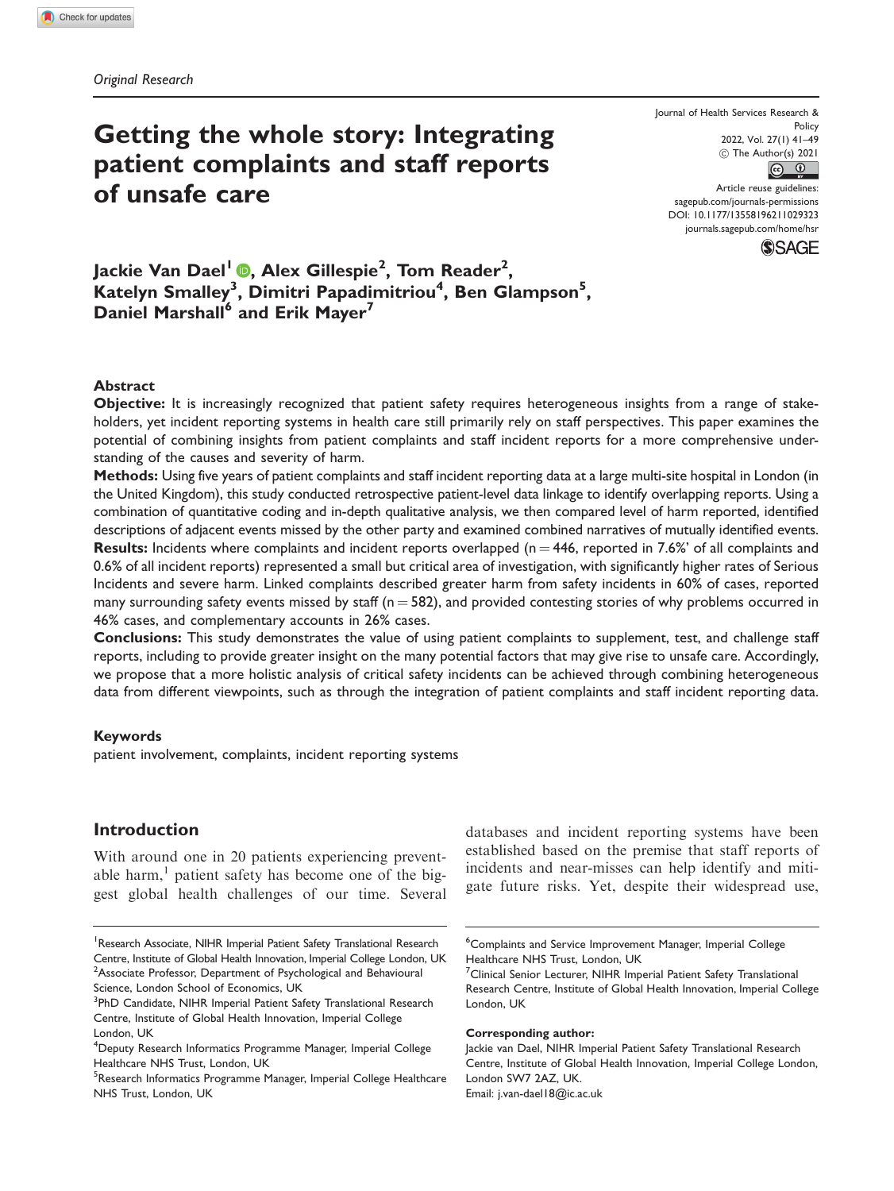Original Research

# Getting the whole story: Integrating patient complaints and staff reports of unsafe care

Jackie Van Dael[1], Alex Gillespie[2], Tom Reader[2], Katelyn Smalley[3], Dimitri Papadimitriou[4], Ben Glampson[5], Daniel Marshall[6] and Erik Mayer[7]

## Abstract

**Objective:** It is increasingly recognized that patient safety requires heterogeneous insights from a range of stakeholders, yet incident reporting systems in health care still primarily rely on staff perspectives. This paper examines the potential of combining insights from patient complaints and staff incident reports for a more comprehensive understanding of the causes and severity of harm.

**Methods:** Using five years of patient complaints and staff incident reporting data at a large multi-site hospital in London (in the United Kingdom), this study conducted retrospective patient-level data linkage to identify overlapping reports. Using a combination of quantitative coding and in-depth qualitative analysis, we then compared level of harm reported, identified descriptions of adjacent events missed by the other party and examined combined narratives of mutually identified events.

**Results:** Incidents where complaints and incident reports overlapped (n = 446, reported in 7.6%' of all complaints and 0.6% of all incident reports) represented a small but critical area of investigation, with significantly higher rates of Serious Incidents and severe harm. Linked complaints described greater harm from safety incidents in 60% of cases, reported many surrounding safety events missed by staff (n = 582), and provided contesting stories of why problems occurred in 46% cases, and complementary accounts in 26% cases.

**Conclusions:** This study demonstrates the value of using patient complaints to supplement, test, and challenge staff reports, including to provide greater insight on the many potential factors that may give rise to unsafe care. Accordingly, we propose that a more holistic analysis of critical safety incidents can be achieved through combining heterogeneous data from different viewpoints, such as through the integration of patient complaints and staff incident reporting data.

## Keywords

patient involvement, complaints, incident reporting systems

## Introduction

With around one in 20 patients experiencing preventable harm,[1] patient safety has become one of the biggest global health challenges of our time. Several databases and incident reporting systems have been established based on the premise that staff reports of incidents and near-misses can help identify and mitigate future risks. Yet, despite their widespread use,

---

[1]Research Associate, NIHR Imperial Patient Safety Translational Research Centre, Institute of Global Health Innovation, Imperial College London, UK
[2]Associate Professor, Department of Psychological and Behavioural Science, London School of Economics, UK
[3]PhD Candidate, NIHR Imperial Patient Safety Translational Research Centre, Institute of Global Health Innovation, Imperial College London, UK
[4]Deputy Research Informatics Programme Manager, Imperial College Healthcare NHS Trust, London, UK
[5]Research Informatics Programme Manager, Imperial College Healthcare NHS Trust, London, UK
[6]Complaints and Service Improvement Manager, Imperial College Healthcare NHS Trust, London, UK
[7]Clinical Senior Lecturer, NIHR Imperial Patient Safety Translational Research Centre, Institute of Global Health Innovation, Imperial College London, UK

**Corresponding author:**
Jackie van Dael, NIHR Imperial Patient Safety Translational Research Centre, Institute of Global Health Innovation, Imperial College London, London SW7 2AZ, UK.
Email: j.van-dael18@ic.ac.uk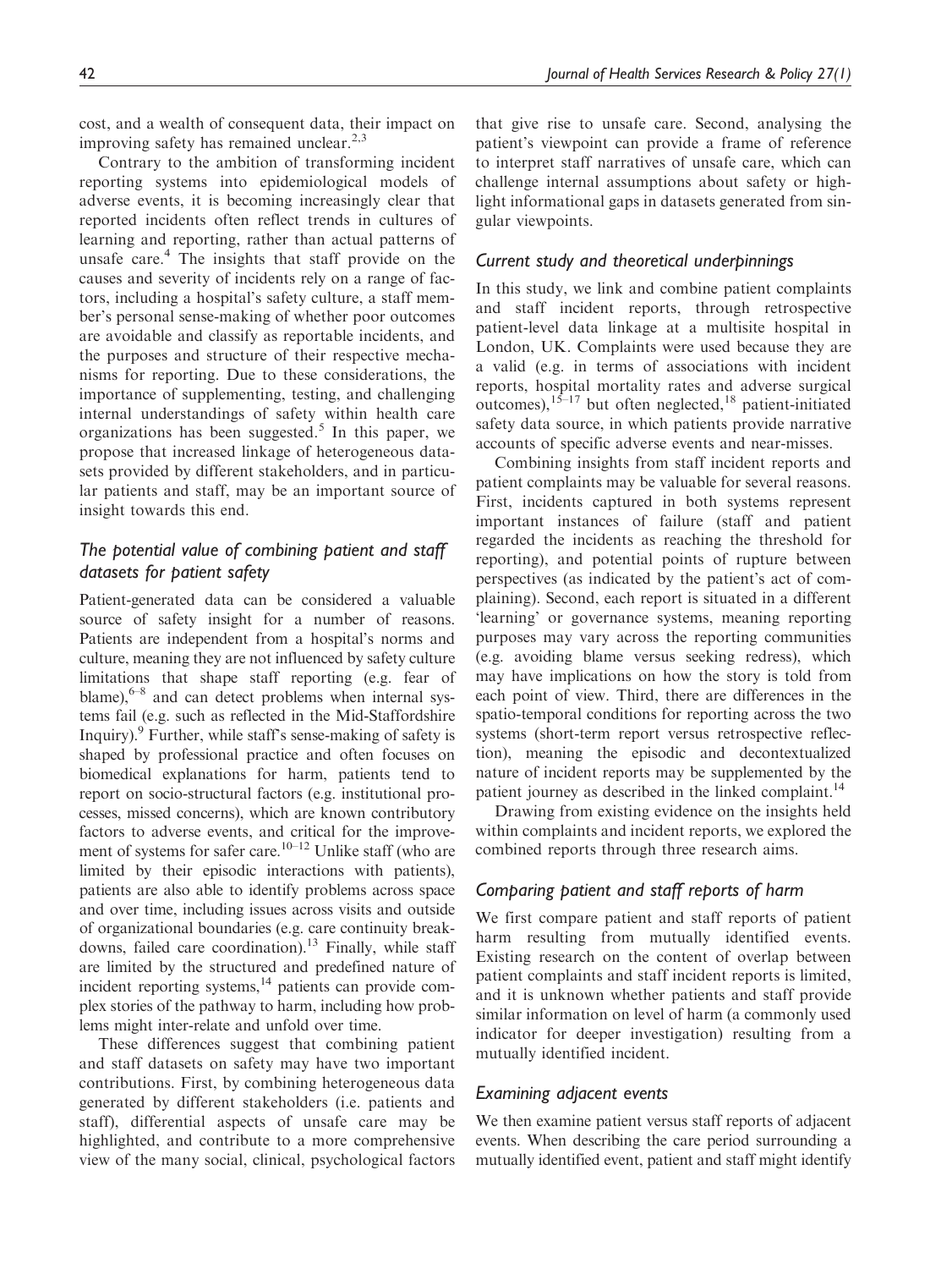cost, and a wealth of consequent data, their impact on improving safety has remained unclear.[2,3]

Contrary to the ambition of transforming incident reporting systems into epidemiological models of adverse events, it is becoming increasingly clear that reported incidents often reflect trends in cultures of learning and reporting, rather than actual patterns of unsafe care.[4] The insights that staff provide on the causes and severity of incidents rely on a range of factors, including a hospital's safety culture, a staff member's personal sense-making of whether poor outcomes are avoidable and classify as reportable incidents, and the purposes and structure of their respective mechanisms for reporting. Due to these considerations, the importance of supplementing, testing, and challenging internal understandings of safety within health care organizations has been suggested.[5] In this paper, we propose that increased linkage of heterogeneous datasets provided by different stakeholders, and in particular patients and staff, may be an important source of insight towards this end.

### *The potential value of combining patient and staff datasets for patient safety*

Patient-generated data can be considered a valuable source of safety insight for a number of reasons. Patients are independent from a hospital's norms and culture, meaning they are not influenced by safety culture limitations that shape staff reporting (e.g. fear of blame),[6–8] and can detect problems when internal systems fail (e.g. such as reflected in the Mid-Staffordshire Inquiry).[9] Further, while staff's sense-making of safety is shaped by professional practice and often focuses on biomedical explanations for harm, patients tend to report on socio-structural factors (e.g. institutional processes, missed concerns), which are known contributory factors to adverse events, and critical for the improvement of systems for safer care.[10–12] Unlike staff (who are limited by their episodic interactions with patients), patients are also able to identify problems across space and over time, including issues across visits and outside of organizational boundaries (e.g. care continuity breakdowns, failed care coordination).[13] Finally, while staff are limited by the structured and predefined nature of incident reporting systems,[14] patients can provide complex stories of the pathway to harm, including how problems might inter-relate and unfold over time.

These differences suggest that combining patient and staff datasets on safety may have two important contributions. First, by combining heterogeneous data generated by different stakeholders (i.e. patients and staff), differential aspects of unsafe care may be highlighted, and contribute to a more comprehensive view of the many social, clinical, psychological factors that give rise to unsafe care. Second, analysing the patient's viewpoint can provide a frame of reference to interpret staff narratives of unsafe care, which can challenge internal assumptions about safety or highlight informational gaps in datasets generated from singular viewpoints.

### *Current study and theoretical underpinnings*

In this study, we link and combine patient complaints and staff incident reports, through retrospective patient-level data linkage at a multisite hospital in London, UK. Complaints were used because they are a valid (e.g. in terms of associations with incident reports, hospital mortality rates and adverse surgical outcomes),[15–17] but often neglected,[18] patient-initiated safety data source, in which patients provide narrative accounts of specific adverse events and near-misses.

Combining insights from staff incident reports and patient complaints may be valuable for several reasons. First, incidents captured in both systems represent important instances of failure (staff and patient regarded the incidents as reaching the threshold for reporting), and potential points of rupture between perspectives (as indicated by the patient's act of complaining). Second, each report is situated in a different 'learning' or governance systems, meaning reporting purposes may vary across the reporting communities (e.g. avoiding blame versus seeking redress), which may have implications on how the story is told from each point of view. Third, there are differences in the spatio-temporal conditions for reporting across the two systems (short-term report versus retrospective reflection), meaning the episodic and decontextualized nature of incident reports may be supplemented by the patient journey as described in the linked complaint.[14]

Drawing from existing evidence on the insights held within complaints and incident reports, we explored the combined reports through three research aims.

### *Comparing patient and staff reports of harm*

We first compare patient and staff reports of patient harm resulting from mutually identified events. Existing research on the content of overlap between patient complaints and staff incident reports is limited, and it is unknown whether patients and staff provide similar information on level of harm (a commonly used indicator for deeper investigation) resulting from a mutually identified incident.

### *Examining adjacent events*

We then examine patient versus staff reports of adjacent events. When describing the care period surrounding a mutually identified event, patient and staff might identify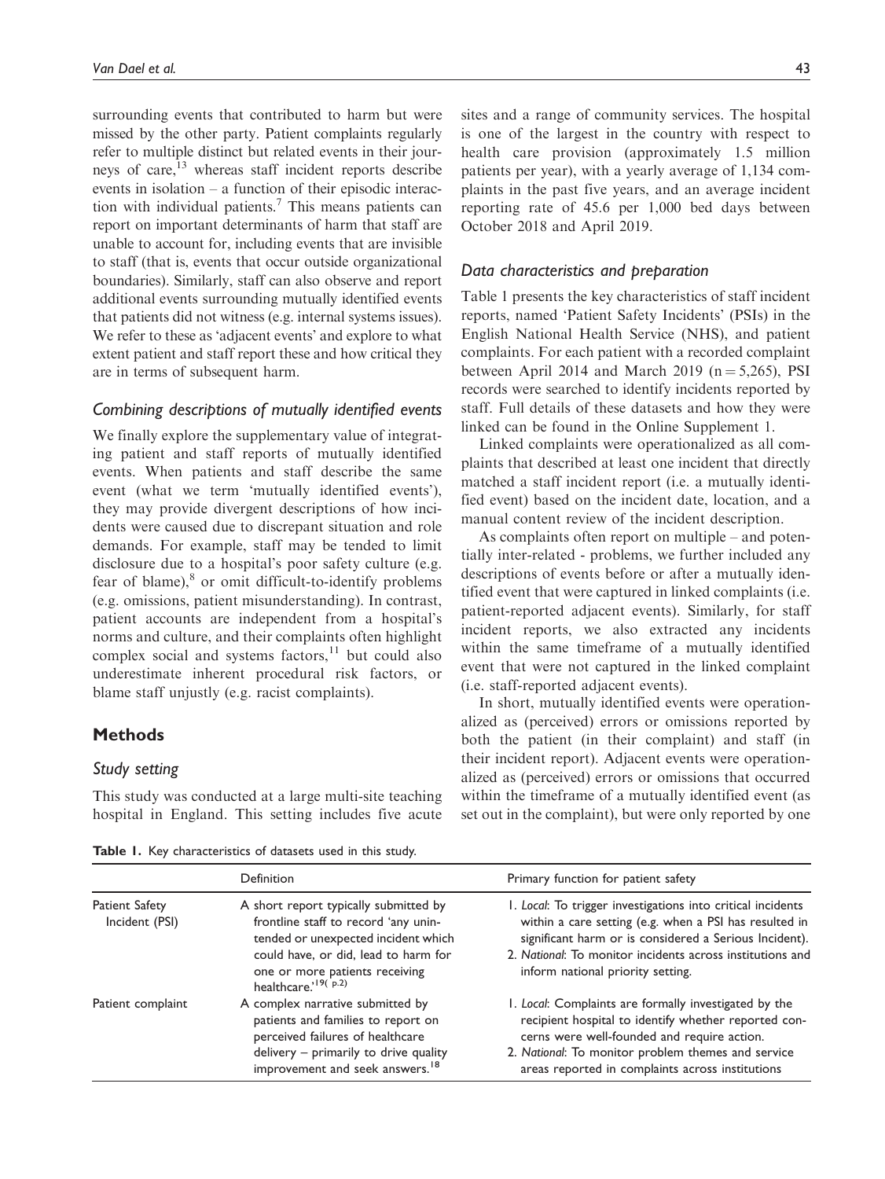surrounding events that contributed to harm but were missed by the other party. Patient complaints regularly refer to multiple distinct but related events in their journeys of care,[13] whereas staff incident reports describe events in isolation – a function of their episodic interaction with individual patients.[7] This means patients can report on important determinants of harm that staff are unable to account for, including events that are invisible to staff (that is, events that occur outside organizational boundaries). Similarly, staff can also observe and report additional events surrounding mutually identified events that patients did not witness (e.g. internal systems issues). We refer to these as 'adjacent events' and explore to what extent patient and staff report these and how critical they are in terms of subsequent harm.

### Combining descriptions of mutually identified events

We finally explore the supplementary value of integrating patient and staff reports of mutually identified events. When patients and staff describe the same event (what we term 'mutually identified events'), they may provide divergent descriptions of how incidents were caused due to discrepant situation and role demands. For example, staff may be tended to limit disclosure due to a hospital's poor safety culture (e.g. fear of blame),[8] or omit difficult-to-identify problems (e.g. omissions, patient misunderstanding). In contrast, patient accounts are independent from a hospital's norms and culture, and their complaints often highlight complex social and systems factors,[11] but could also underestimate inherent procedural risk factors, or blame staff unjustly (e.g. racist complaints).

## Methods

### Study setting

This study was conducted at a large multi-site teaching hospital in England. This setting includes five acute sites and a range of community services. The hospital is one of the largest in the country with respect to health care provision (approximately 1.5 million patients per year), with a yearly average of 1,134 complaints in the past five years, and an average incident reporting rate of 45.6 per 1,000 bed days between October 2018 and April 2019.

### Data characteristics and preparation

Table 1 presents the key characteristics of staff incident reports, named 'Patient Safety Incidents' (PSIs) in the English National Health Service (NHS), and patient complaints. For each patient with a recorded complaint between April 2014 and March 2019 (n = 5,265), PSI records were searched to identify incidents reported by staff. Full details of these datasets and how they were linked can be found in the Online Supplement 1.

Linked complaints were operationalized as all complaints that described at least one incident that directly matched a staff incident report (i.e. a mutually identified event) based on the incident date, location, and a manual content review of the incident description.

As complaints often report on multiple – and potentially inter-related - problems, we further included any descriptions of events before or after a mutually identified event that were captured in linked complaints (i.e. patient-reported adjacent events). Similarly, for staff incident reports, we also extracted any incidents within the same timeframe of a mutually identified event that were not captured in the linked complaint (i.e. staff-reported adjacent events).

In short, mutually identified events were operationalized as (perceived) errors or omissions reported by both the patient (in their complaint) and staff (in their incident report). Adjacent events were operationalized as (perceived) errors or omissions that occurred within the timeframe of a mutually identified event (as set out in the complaint), but were only reported by one

**Table 1.** Key characteristics of datasets used in this study.

| | Definition | Primary function for patient safety |
|---|---|---|
| Patient Safety Incident (PSI) | A short report typically submitted by frontline staff to record 'any unintended or unexpected incident which could have, or did, lead to harm for one or more patients receiving healthcare.'[19( p.2)] | 1. *Local*: To trigger investigations into critical incidents within a care setting (e.g. when a PSI has resulted in significant harm or is considered a Serious Incident). 2. *National*: To monitor incidents across institutions and inform national priority setting. |
| Patient complaint | A complex narrative submitted by patients and families to report on perceived failures of healthcare delivery – primarily to drive quality improvement and seek answers.[18] | 1. *Local*: Complaints are formally investigated by the recipient hospital to identify whether reported concerns were well-founded and require action. 2. *National*: To monitor problem themes and service areas reported in complaints across institutions |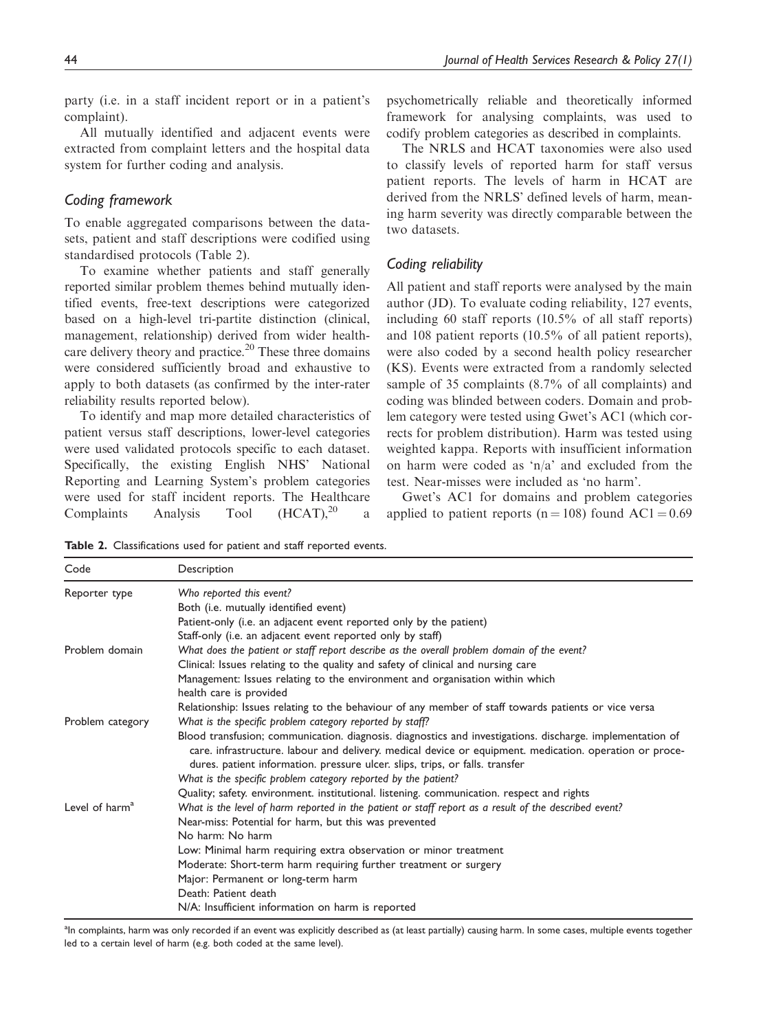party (i.e. in a staff incident report or in a patient's complaint).

All mutually identified and adjacent events were extracted from complaint letters and the hospital data system for further coding and analysis.

### Coding framework

To enable aggregated comparisons between the datasets, patient and staff descriptions were codified using standardised protocols (Table 2).

To examine whether patients and staff generally reported similar problem themes behind mutually identified events, free-text descriptions were categorized based on a high-level tri-partite distinction (clinical, management, relationship) derived from wider healthcare delivery theory and practice.[20] These three domains were considered sufficiently broad and exhaustive to apply to both datasets (as confirmed by the inter-rater reliability results reported below).

To identify and map more detailed characteristics of patient versus staff descriptions, lower-level categories were used validated protocols specific to each dataset. Specifically, the existing English NHS' National Reporting and Learning System's problem categories were used for staff incident reports. The Healthcare Complaints Analysis Tool (HCAT),[20] a psychometrically reliable and theoretically informed framework for analysing complaints, was used to codify problem categories as described in complaints.

The NRLS and HCAT taxonomies were also used to classify levels of reported harm for staff versus patient reports. The levels of harm in HCAT are derived from the NRLS' defined levels of harm, meaning harm severity was directly comparable between the two datasets.

### Coding reliability

All patient and staff reports were analysed by the main author (JD). To evaluate coding reliability, 127 events, including 60 staff reports (10.5% of all staff reports) and 108 patient reports (10.5% of all patient reports), were also coded by a second health policy researcher (KS). Events were extracted from a randomly selected sample of 35 complaints (8.7% of all complaints) and coding was blinded between coders. Domain and problem category were tested using Gwet's AC1 (which corrects for problem distribution). Harm was tested using weighted kappa. Reports with insufficient information on harm were coded as 'n/a' and excluded from the test. Near-misses were included as 'no harm'.

Gwet's AC1 for domains and problem categories applied to patient reports ($n = 108$) found $AC1 = 0.69$

**Table 2.** Classifications used for patient and staff reported events.

| Code | Description |
|---|---|
| Reporter type | *Who reported this event?*<br>Both (i.e. mutually identified event)<br>Patient-only (i.e. an adjacent event reported only by the patient)<br>Staff-only (i.e. an adjacent event reported only by staff) |
| Problem domain | *What does the patient or staff report describe as the overall problem domain of the event?*<br>Clinical: Issues relating to the quality and safety of clinical and nursing care<br>Management: Issues relating to the environment and organisation within which health care is provided<br>Relationship: Issues relating to the behaviour of any member of staff towards patients or vice versa |
| Problem category | *What is the specific problem category reported by staff?*<br>Blood transfusion; communication. diagnosis. diagnostics and investigations. discharge. implementation of care. infrastructure. labour and delivery. medical device or equipment. medication. operation or procedures. patient information. pressure ulcer. slips, trips, or falls. transfer<br>*What is the specific problem category reported by the patient?*<br>Quality; safety. environment. institutional. listening. communication. respect and rights |
| Level of harm[a] | *What is the level of harm reported in the patient or staff report as a result of the described event?*<br>Near-miss: Potential for harm, but this was prevented<br>No harm: No harm<br>Low: Minimal harm requiring extra observation or minor treatment<br>Moderate: Short-term harm requiring further treatment or surgery<br>Major: Permanent or long-term harm<br>Death: Patient death<br>N/A: Insufficient information on harm is reported |

[a]In complaints, harm was only recorded if an event was explicitly described as (at least partially) causing harm. In some cases, multiple events together led to a certain level of harm (e.g. both coded at the same level).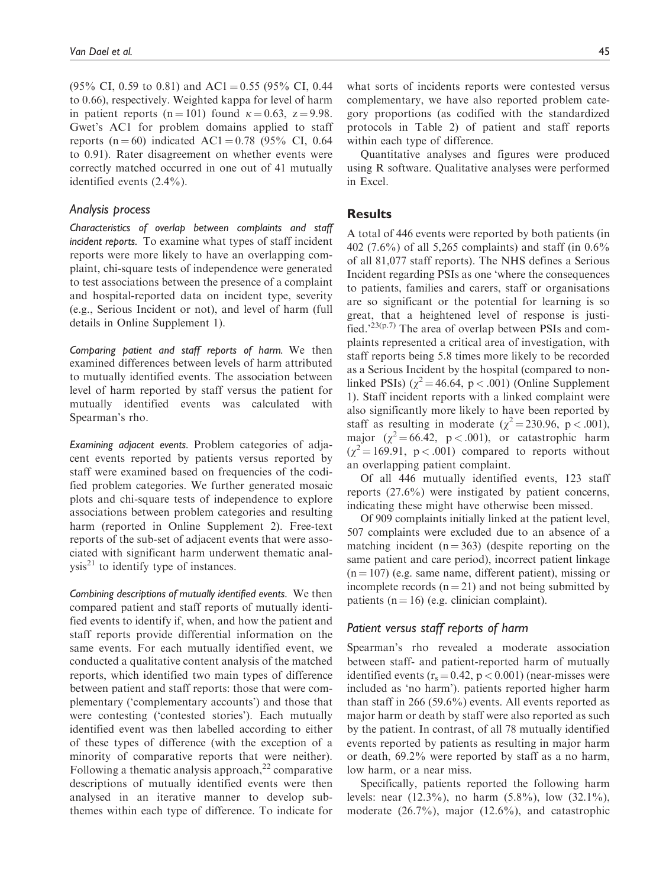(95% CI, 0.59 to 0.81) and AC1 = 0.55 (95% CI, 0.44 to 0.66), respectively. Weighted kappa for level of harm in patient reports (n = 101) found $\kappa = 0.63$, $z = 9.98$. Gwet's AC1 for problem domains applied to staff reports (n = 60) indicated AC1 = 0.78 (95% CI, 0.64 to 0.91). Rater disagreement on whether events were correctly matched occurred in one out of 41 mutually identified events (2.4%).

### *Analysis process*

*Characteristics of overlap between complaints and staff incident reports.* To examine what types of staff incident reports were more likely to have an overlapping complaint, chi-square tests of independence were generated to test associations between the presence of a complaint and hospital-reported data on incident type, severity (e.g., Serious Incident or not), and level of harm (full details in Online Supplement 1).

*Comparing patient and staff reports of harm.* We then examined differences between levels of harm attributed to mutually identified events. The association between level of harm reported by staff versus the patient for mutually identified events was calculated with Spearman's rho.

*Examining adjacent events.* Problem categories of adjacent events reported by patients versus reported by staff were examined based on frequencies of the codified problem categories. We further generated mosaic plots and chi-square tests of independence to explore associations between problem categories and resulting harm (reported in Online Supplement 2). Free-text reports of the sub-set of adjacent events that were associated with significant harm underwent thematic analysis[21] to identify type of instances.

*Combining descriptions of mutually identified events.* We then compared patient and staff reports of mutually identified events to identify if, when, and how the patient and staff reports provide differential information on the same events. For each mutually identified event, we conducted a qualitative content analysis of the matched reports, which identified two main types of difference between patient and staff reports: those that were complementary ('complementary accounts') and those that were contesting ('contested stories'). Each mutually identified event was then labelled according to either of these types of difference (with the exception of a minority of comparative reports that were neither). Following a thematic analysis approach,[22] comparative descriptions of mutually identified events were then analysed in an iterative manner to develop sub-themes within each type of difference. To indicate for what sorts of incidents reports were contested versus complementary, we have also reported problem category proportions (as codified with the standardized protocols in Table 2) of patient and staff reports within each type of difference.

Quantitative analyses and figures were produced using R software. Qualitative analyses were performed in Excel.

## Results

A total of 446 events were reported by both patients (in 402 (7.6%) of all 5,265 complaints) and staff (in 0.6% of all 81,077 staff reports). The NHS defines a Serious Incident regarding PSIs as one 'where the consequences to patients, families and carers, staff or organisations are so significant or the potential for learning is so great, that a heightened level of response is justified.'[23(p.7)] The area of overlap between PSIs and complaints represented a critical area of investigation, with staff reports being 5.8 times more likely to be recorded as a Serious Incident by the hospital (compared to non-linked PSIs) ($\chi^2 = 46.64$, $p < .001$) (Online Supplement 1). Staff incident reports with a linked complaint were also significantly more likely to have been reported by staff as resulting in moderate ($\chi^2 = 230.96$, $p < .001$), major ($\chi^2 = 66.42$, $p < .001$), or catastrophic harm ($\chi^2 = 169.91$, $p < .001$) compared to reports without an overlapping patient complaint.

Of all 446 mutually identified events, 123 staff reports (27.6%) were instigated by patient concerns, indicating these might have otherwise been missed.

Of 909 complaints initially linked at the patient level, 507 complaints were excluded due to an absence of a matching incident (n = 363) (despite reporting on the same patient and care period), incorrect patient linkage (n = 107) (e.g. same name, different patient), missing or incomplete records (n = 21) and not being submitted by patients (n = 16) (e.g. clinician complaint).

### *Patient versus staff reports of harm*

Spearman's rho revealed a moderate association between staff- and patient-reported harm of mutually identified events ($r_s = 0.42$, $p < 0.001$) (near-misses were included as 'no harm'). patients reported higher harm than staff in 266 (59.6%) events. All events reported as major harm or death by staff were also reported as such by the patient. In contrast, of all 78 mutually identified events reported by patients as resulting in major harm or death, 69.2% were reported by staff as a no harm, low harm, or a near miss.

Specifically, patients reported the following harm levels: near (12.3%), no harm (5.8%), low (32.1%), moderate (26.7%), major (12.6%), and catastrophic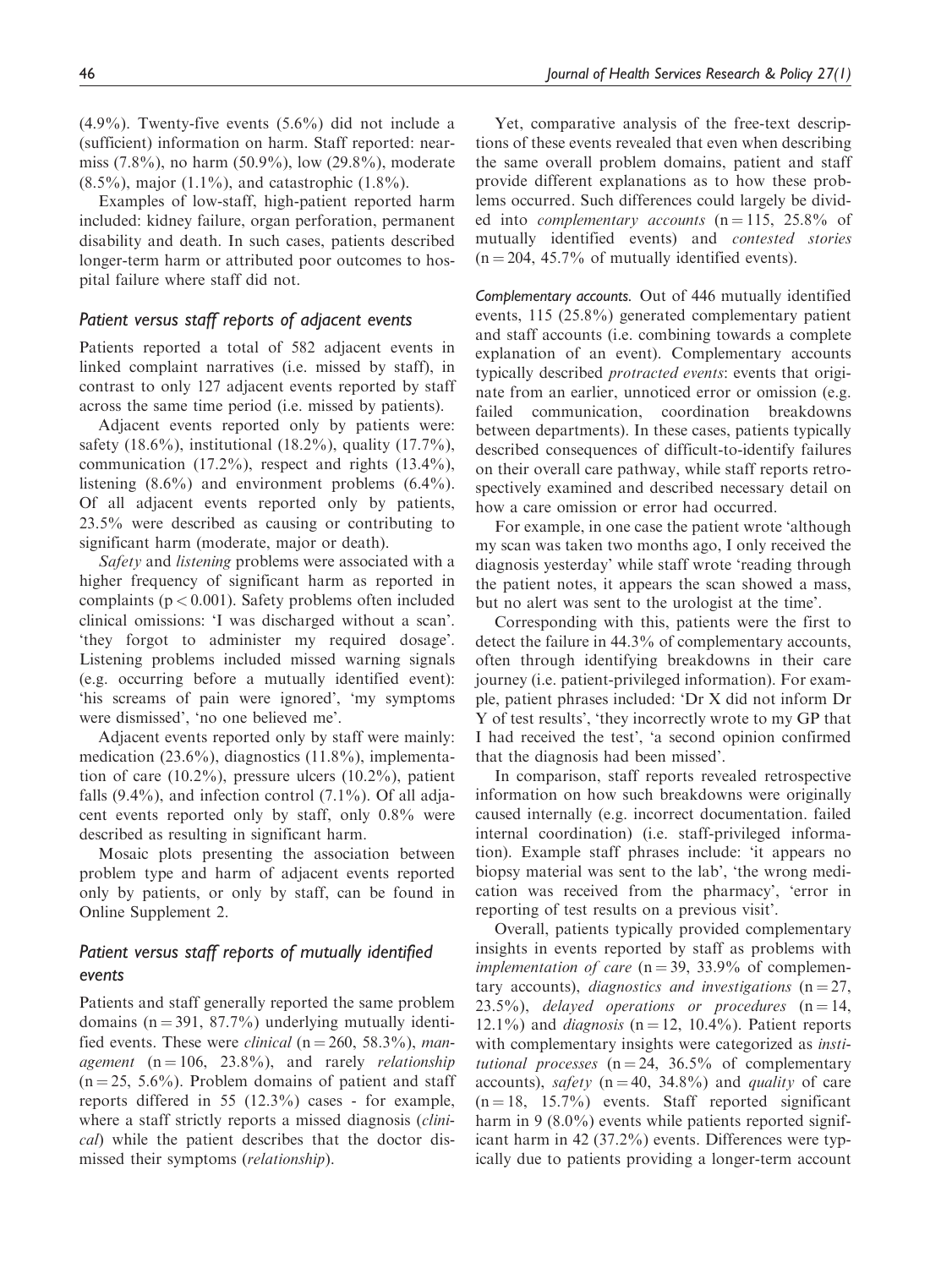(4.9%). Twenty-five events (5.6%) did not include a (sufficient) information on harm. Staff reported: near-miss (7.8%), no harm (50.9%), low (29.8%), moderate (8.5%), major (1.1%), and catastrophic (1.8%).

Examples of low-staff, high-patient reported harm included: kidney failure, organ perforation, permanent disability and death. In such cases, patients described longer-term harm or attributed poor outcomes to hospital failure where staff did not.

### Patient versus staff reports of adjacent events

Patients reported a total of 582 adjacent events in linked complaint narratives (i.e. missed by staff), in contrast to only 127 adjacent events reported by staff across the same time period (i.e. missed by patients).

Adjacent events reported only by patients were: safety (18.6%), institutional (18.2%), quality (17.7%), communication (17.2%), respect and rights (13.4%), listening (8.6%) and environment problems (6.4%). Of all adjacent events reported only by patients, 23.5% were described as causing or contributing to significant harm (moderate, major or death).

*Safety* and *listening* problems were associated with a higher frequency of significant harm as reported in complaints ($p < 0.001$). Safety problems often included clinical omissions: 'I was discharged without a scan'. 'they forgot to administer my required dosage'. Listening problems included missed warning signals (e.g. occurring before a mutually identified event): 'his screams of pain were ignored', 'my symptoms were dismissed', 'no one believed me'.

Adjacent events reported only by staff were mainly: medication (23.6%), diagnostics (11.8%), implementation of care (10.2%), pressure ulcers (10.2%), patient falls (9.4%), and infection control (7.1%). Of all adjacent events reported only by staff, only 0.8% were described as resulting in significant harm.

Mosaic plots presenting the association between problem type and harm of adjacent events reported only by patients, or only by staff, can be found in Online Supplement 2.

### Patient versus staff reports of mutually identified events

Patients and staff generally reported the same problem domains (n = 391, 87.7%) underlying mutually identified events. These were *clinical* (n = 260, 58.3%), *management* (n = 106, 23.8%), and rarely *relationship* (n = 25, 5.6%). Problem domains of patient and staff reports differed in 55 (12.3%) cases - for example, where a staff strictly reports a missed diagnosis (*clinical*) while the patient describes that the doctor dismissed their symptoms (*relationship*).

Yet, comparative analysis of the free-text descriptions of these events revealed that even when describing the same overall problem domains, patient and staff provide different explanations as to how these problems occurred. Such differences could largely be divided into *complementary accounts* (n = 115, 25.8% of mutually identified events) and *contested stories* (n = 204, 45.7% of mutually identified events).

*Complementary accounts.* Out of 446 mutually identified events, 115 (25.8%) generated complementary patient and staff accounts (i.e. combining towards a complete explanation of an event). Complementary accounts typically described *protracted events*: events that originate from an earlier, unnoticed error or omission (e.g. failed communication, coordination breakdowns between departments). In these cases, patients typically described consequences of difficult-to-identify failures on their overall care pathway, while staff reports retrospectively examined and described necessary detail on how a care omission or error had occurred.

For example, in one case the patient wrote 'although my scan was taken two months ago, I only received the diagnosis yesterday' while staff wrote 'reading through the patient notes, it appears the scan showed a mass, but no alert was sent to the urologist at the time'.

Corresponding with this, patients were the first to detect the failure in 44.3% of complementary accounts, often through identifying breakdowns in their care journey (i.e. patient-privileged information). For example, patient phrases included: 'Dr X did not inform Dr Y of test results', 'they incorrectly wrote to my GP that I had received the test', 'a second opinion confirmed that the diagnosis had been missed'.

In comparison, staff reports revealed retrospective information on how such breakdowns were originally caused internally (e.g. incorrect documentation. failed internal coordination) (i.e. staff-privileged information). Example staff phrases include: 'it appears no biopsy material was sent to the lab', 'the wrong medication was received from the pharmacy', 'error in reporting of test results on a previous visit'.

Overall, patients typically provided complementary insights in events reported by staff as problems with *implementation of care* (n = 39, 33.9% of complementary accounts), *diagnostics and investigations* (n = 27, 23.5%), *delayed operations or procedures* (n = 14, 12.1%) and *diagnosis* (n = 12, 10.4%). Patient reports with complementary insights were categorized as *institutional processes* (n = 24, 36.5% of complementary accounts), *safety* (n = 40, 34.8%) and *quality* of care (n = 18, 15.7%) events. Staff reported significant harm in 9 (8.0%) events while patients reported significant harm in 42 (37.2%) events. Differences were typically due to patients providing a longer-term account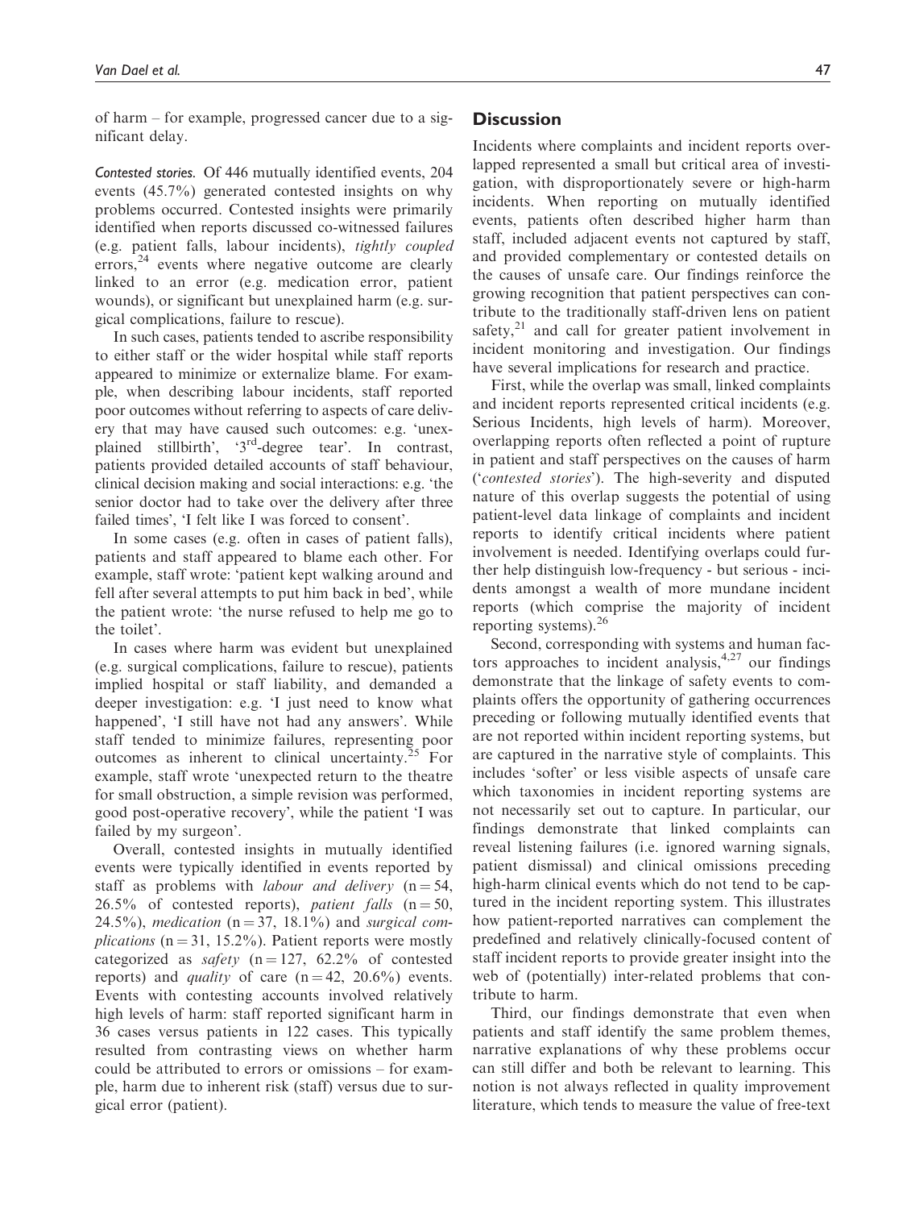of harm – for example, progressed cancer due to a significant delay.

*Contested stories.* Of 446 mutually identified events, 204 events (45.7%) generated contested insights on why problems occurred. Contested insights were primarily identified when reports discussed co-witnessed failures (e.g. patient falls, labour incidents), *tightly coupled* errors,[24] events where negative outcome are clearly linked to an error (e.g. medication error, patient wounds), or significant but unexplained harm (e.g. surgical complications, failure to rescue).

In such cases, patients tended to ascribe responsibility to either staff or the wider hospital while staff reports appeared to minimize or externalize blame. For example, when describing labour incidents, staff reported poor outcomes without referring to aspects of care delivery that may have caused such outcomes: e.g. 'unexplained stillbirth', '3rd-degree tear'. In contrast, patients provided detailed accounts of staff behaviour, clinical decision making and social interactions: e.g. 'the senior doctor had to take over the delivery after three failed times', 'I felt like I was forced to consent'.

In some cases (e.g. often in cases of patient falls), patients and staff appeared to blame each other. For example, staff wrote: 'patient kept walking around and fell after several attempts to put him back in bed', while the patient wrote: 'the nurse refused to help me go to the toilet'.

In cases where harm was evident but unexplained (e.g. surgical complications, failure to rescue), patients implied hospital or staff liability, and demanded a deeper investigation: e.g. 'I just need to know what happened', 'I still have not had any answers'. While staff tended to minimize failures, representing poor outcomes as inherent to clinical uncertainty.[25] For example, staff wrote 'unexpected return to the theatre for small obstruction, a simple revision was performed, good post-operative recovery', while the patient 'I was failed by my surgeon'.

Overall, contested insights in mutually identified events were typically identified in events reported by staff as problems with *labour and delivery* (n = 54, 26.5% of contested reports), *patient falls* (n = 50, 24.5%), *medication* (n = 37, 18.1%) and *surgical complications* (n = 31, 15.2%). Patient reports were mostly categorized as *safety* (n = 127, 62.2% of contested reports) and *quality* of care (n = 42, 20.6%) events. Events with contesting accounts involved relatively high levels of harm: staff reported significant harm in 36 cases versus patients in 122 cases. This typically resulted from contrasting views on whether harm could be attributed to errors or omissions – for example, harm due to inherent risk (staff) versus due to surgical error (patient).

## Discussion

Incidents where complaints and incident reports overlapped represented a small but critical area of investigation, with disproportionately severe or high-harm incidents. When reporting on mutually identified events, patients often described higher harm than staff, included adjacent events not captured by staff, and provided complementary or contested details on the causes of unsafe care. Our findings reinforce the growing recognition that patient perspectives can contribute to the traditionally staff-driven lens on patient safety,[21] and call for greater patient involvement in incident monitoring and investigation. Our findings have several implications for research and practice.

First, while the overlap was small, linked complaints and incident reports represented critical incidents (e.g. Serious Incidents, high levels of harm). Moreover, overlapping reports often reflected a point of rupture in patient and staff perspectives on the causes of harm ('*contested stories*'). The high-severity and disputed nature of this overlap suggests the potential of using patient-level data linkage of complaints and incident reports to identify critical incidents where patient involvement is needed. Identifying overlaps could further help distinguish low-frequency - but serious - incidents amongst a wealth of more mundane incident reports (which comprise the majority of incident reporting systems).[26]

Second, corresponding with systems and human factors approaches to incident analysis,[4,27] our findings demonstrate that the linkage of safety events to complaints offers the opportunity of gathering occurrences preceding or following mutually identified events that are not reported within incident reporting systems, but are captured in the narrative style of complaints. This includes 'softer' or less visible aspects of unsafe care which taxonomies in incident reporting systems are not necessarily set out to capture. In particular, our findings demonstrate that linked complaints can reveal listening failures (i.e. ignored warning signals, patient dismissal) and clinical omissions preceding high-harm clinical events which do not tend to be captured in the incident reporting system. This illustrates how patient-reported narratives can complement the predefined and relatively clinically-focused content of staff incident reports to provide greater insight into the web of (potentially) inter-related problems that contribute to harm.

Third, our findings demonstrate that even when patients and staff identify the same problem themes, narrative explanations of why these problems occur can still differ and both be relevant to learning. This notion is not always reflected in quality improvement literature, which tends to measure the value of free-text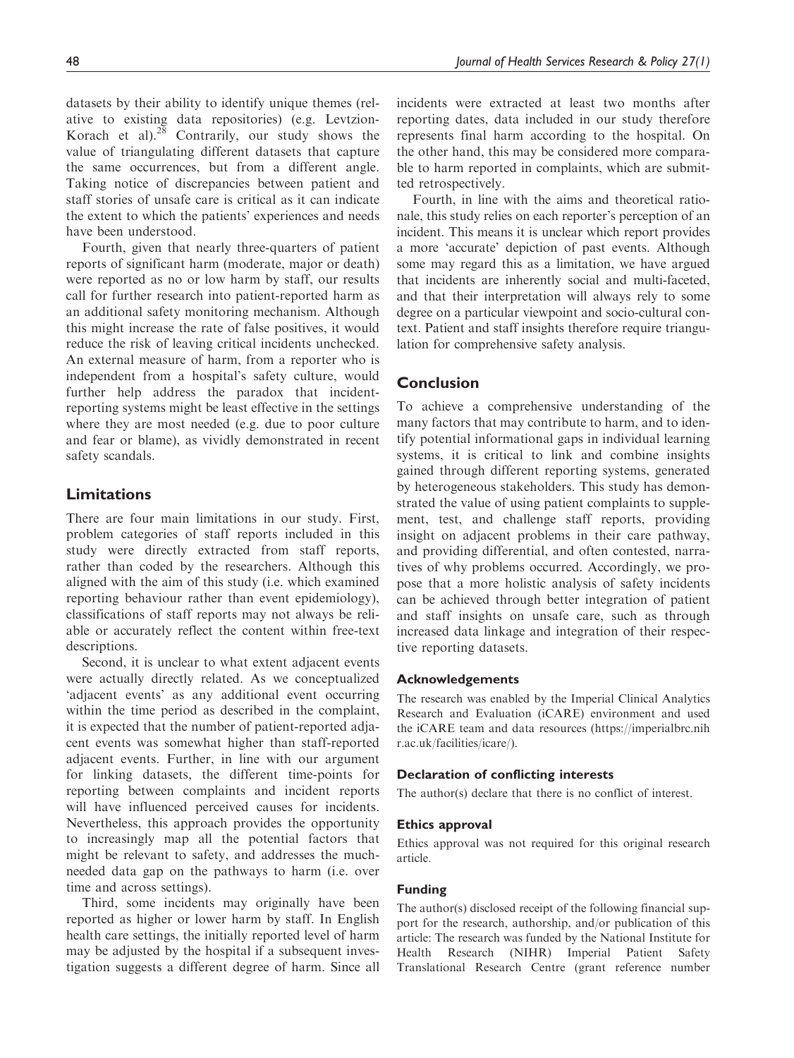datasets by their ability to identify unique themes (relative to existing data repositories) (e.g. Levtzion-Korach et al).[28] Contrarily, our study shows the value of triangulating different datasets that capture the same occurrences, but from a different angle. Taking notice of discrepancies between patient and staff stories of unsafe care is critical as it can indicate the extent to which the patients' experiences and needs have been understood.

Fourth, given that nearly three-quarters of patient reports of significant harm (moderate, major or death) were reported as no or low harm by staff, our results call for further research into patient-reported harm as an additional safety monitoring mechanism. Although this might increase the rate of false positives, it would reduce the risk of leaving critical incidents unchecked. An external measure of harm, from a reporter who is independent from a hospital's safety culture, would further help address the paradox that incident-reporting systems might be least effective in the settings where they are most needed (e.g. due to poor culture and fear or blame), as vividly demonstrated in recent safety scandals.

## Limitations

There are four main limitations in our study. First, problem categories of staff reports included in this study were directly extracted from staff reports, rather than coded by the researchers. Although this aligned with the aim of this study (i.e. which examined reporting behaviour rather than event epidemiology), classifications of staff reports may not always be reliable or accurately reflect the content within free-text descriptions.

Second, it is unclear to what extent adjacent events were actually directly related. As we conceptualized 'adjacent events' as any additional event occurring within the time period as described in the complaint, it is expected that the number of patient-reported adjacent events was somewhat higher than staff-reported adjacent events. Further, in line with our argument for linking datasets, the different time-points for reporting between complaints and incident reports will have influenced perceived causes for incidents. Nevertheless, this approach provides the opportunity to increasingly map all the potential factors that might be relevant to safety, and addresses the much-needed data gap on the pathways to harm (i.e. over time and across settings).

Third, some incidents may originally have been reported as higher or lower harm by staff. In English health care settings, the initially reported level of harm may be adjusted by the hospital if a subsequent investigation suggests a different degree of harm. Since all incidents were extracted at least two months after reporting dates, data included in our study therefore represents final harm according to the hospital. On the other hand, this may be considered more comparable to harm reported in complaints, which are submitted retrospectively.

Fourth, in line with the aims and theoretical rationale, this study relies on each reporter's perception of an incident. This means it is unclear which report provides a more 'accurate' depiction of past events. Although some may regard this as a limitation, we have argued that incidents are inherently social and multi-faceted, and that their interpretation will always rely to some degree on a particular viewpoint and socio-cultural context. Patient and staff insights therefore require triangulation for comprehensive safety analysis.

## Conclusion

To achieve a comprehensive understanding of the many factors that may contribute to harm, and to identify potential informational gaps in individual learning systems, it is critical to link and combine insights gained through different reporting systems, generated by heterogeneous stakeholders. This study has demonstrated the value of using patient complaints to supplement, test, and challenge staff reports, providing insight on adjacent problems in their care pathway, and providing differential, and often contested, narratives of why problems occurred. Accordingly, we propose that a more holistic analysis of safety incidents can be achieved through better integration of patient and staff insights on unsafe care, such as through increased data linkage and integration of their respective reporting datasets.

### Acknowledgements

The research was enabled by the Imperial Clinical Analytics Research and Evaluation (iCARE) environment and used the iCARE team and data resources (https://imperialbrc.nihr.ac.uk/facilities/icare/).

### Declaration of conflicting interests

The author(s) declare that there is no conflict of interest.

### Ethics approval

Ethics approval was not required for this original research article.

### Funding

The author(s) disclosed receipt of the following financial support for the research, authorship, and/or publication of this article: The research was funded by the National Institute for Health Research (NIHR) Imperial Patient Safety Translational Research Centre (grant reference number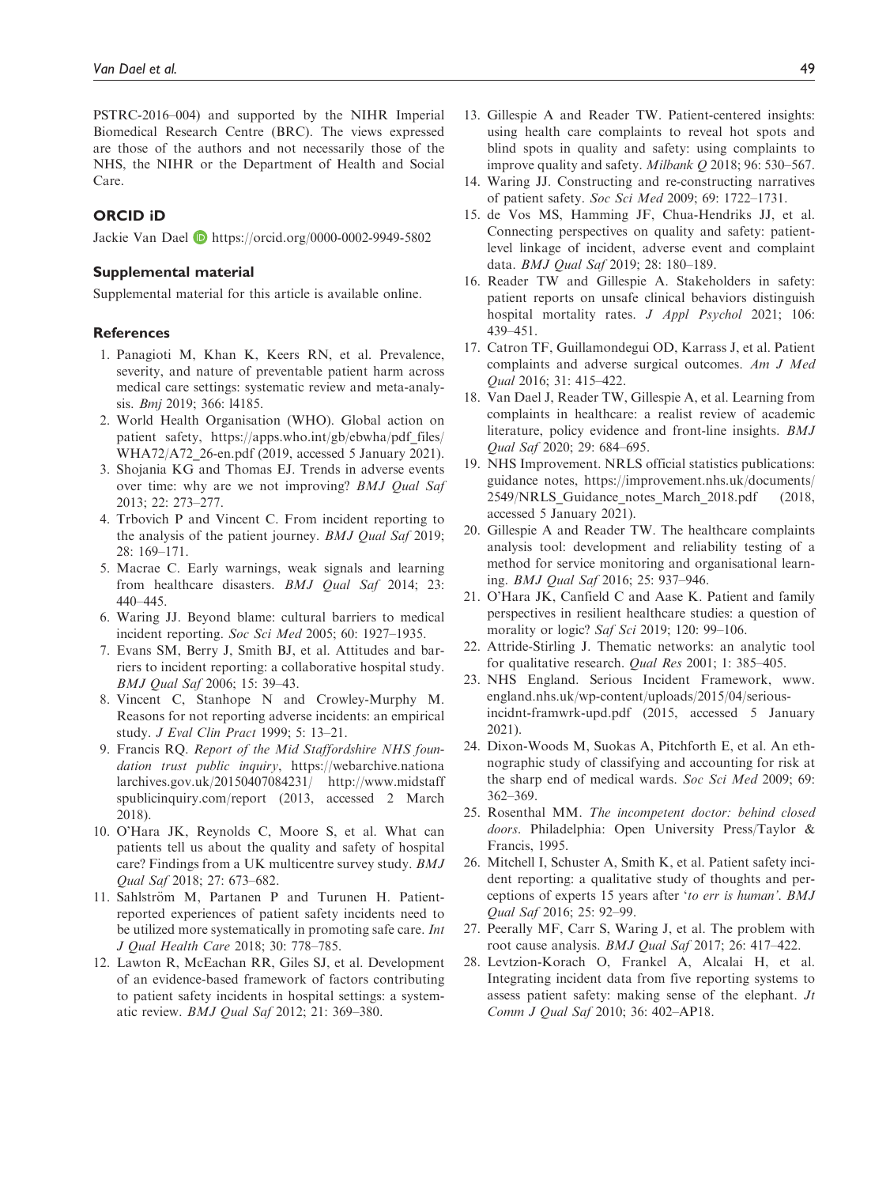PSTRC-2016–004) and supported by the NIHR Imperial Biomedical Research Centre (BRC). The views expressed are those of the authors and not necessarily those of the NHS, the NIHR or the Department of Health and Social Care.

## ORCID iD

Jackie Van Dael https://orcid.org/0000-0002-9949-5802

## Supplemental material

Supplemental material for this article is available online.

## References

1. Panagioti M, Khan K, Keers RN, et al. Prevalence, severity, and nature of preventable patient harm across medical care settings: systematic review and meta-analysis. *Bmj* 2019; 366: l4185.
2. World Health Organisation (WHO). Global action on patient safety, https://apps.who.int/gb/ebwha/pdf_files/WHA72/A72_26-en.pdf (2019, accessed 5 January 2021).
3. Shojania KG and Thomas EJ. Trends in adverse events over time: why are we not improving? *BMJ Qual Saf* 2013; 22: 273–277.
4. Trbovich P and Vincent C. From incident reporting to the analysis of the patient journey. *BMJ Qual Saf* 2019; 28: 169–171.
5. Macrae C. Early warnings, weak signals and learning from healthcare disasters. *BMJ Qual Saf* 2014; 23: 440–445.
6. Waring JJ. Beyond blame: cultural barriers to medical incident reporting. *Soc Sci Med* 2005; 60: 1927–1935.
7. Evans SM, Berry J, Smith BJ, et al. Attitudes and barriers to incident reporting: a collaborative hospital study. *BMJ Qual Saf* 2006; 15: 39–43.
8. Vincent C, Stanhope N and Crowley-Murphy M. Reasons for not reporting adverse incidents: an empirical study. *J Eval Clin Pract* 1999; 5: 13–21.
9. Francis RQ. *Report of the Mid Staffordshire NHS foundation trust public inquiry*, https://webarchive.nationalarchives.gov.uk/20150407084231/ http://www.midstaffspublicinquiry.com/report (2013, accessed 2 March 2018).
10. O'Hara JK, Reynolds C, Moore S, et al. What can patients tell us about the quality and safety of hospital care? Findings from a UK multicentre survey study. *BMJ Qual Saf* 2018; 27: 673–682.
11. Sahlström M, Partanen P and Turunen H. Patient-reported experiences of patient safety incidents need to be utilized more systematically in promoting safe care. *Int J Qual Health Care* 2018; 30: 778–785.
12. Lawton R, McEachan RR, Giles SJ, et al. Development of an evidence-based framework of factors contributing to patient safety incidents in hospital settings: a systematic review. *BMJ Qual Saf* 2012; 21: 369–380.
13. Gillespie A and Reader TW. Patient-centered insights: using health care complaints to reveal hot spots and blind spots in quality and safety: using complaints to improve quality and safety. *Milbank Q* 2018; 96: 530–567.
14. Waring JJ. Constructing and re-constructing narratives of patient safety. *Soc Sci Med* 2009; 69: 1722–1731.
15. de Vos MS, Hamming JF, Chua-Hendriks JJ, et al. Connecting perspectives on quality and safety: patient-level linkage of incident, adverse event and complaint data. *BMJ Qual Saf* 2019; 28: 180–189.
16. Reader TW and Gillespie A. Stakeholders in safety: patient reports on unsafe clinical behaviors distinguish hospital mortality rates. *J Appl Psychol* 2021; 106: 439–451.
17. Catron TF, Guillamondegui OD, Karrass J, et al. Patient complaints and adverse surgical outcomes. *Am J Med Qual* 2016; 31: 415–422.
18. Van Dael J, Reader TW, Gillespie A, et al. Learning from complaints in healthcare: a realist review of academic literature, policy evidence and front-line insights. *BMJ Qual Saf* 2020; 29: 684–695.
19. NHS Improvement. NRLS official statistics publications: guidance notes, https://improvement.nhs.uk/documents/2549/NRLS_Guidance_notes_March_2018.pdf (2018, accessed 5 January 2021).
20. Gillespie A and Reader TW. The healthcare complaints analysis tool: development and reliability testing of a method for service monitoring and organisational learning. *BMJ Qual Saf* 2016; 25: 937–946.
21. O'Hara JK, Canfield C and Aase K. Patient and family perspectives in resilient healthcare studies: a question of morality or logic? *Saf Sci* 2019; 120: 99–106.
22. Attride-Stirling J. Thematic networks: an analytic tool for qualitative research. *Qual Res* 2001; 1: 385–405.
23. NHS England. Serious Incident Framework, www.england.nhs.uk/wp-content/uploads/2015/04/serious-incidnt-framwrk-upd.pdf (2015, accessed 5 January 2021).
24. Dixon-Woods M, Suokas A, Pitchforth E, et al. An ethnographic study of classifying and accounting for risk at the sharp end of medical wards. *Soc Sci Med* 2009; 69: 362–369.
25. Rosenthal MM. *The incompetent doctor: behind closed doors*. Philadelphia: Open University Press/Taylor & Francis, 1995.
26. Mitchell I, Schuster A, Smith K, et al. Patient safety incident reporting: a qualitative study of thoughts and perceptions of experts 15 years after '*to err is human*'. *BMJ Qual Saf* 2016; 25: 92–99.
27. Peerally MF, Carr S, Waring J, et al. The problem with root cause analysis. *BMJ Qual Saf* 2017; 26: 417–422.
28. Levtzion-Korach O, Frankel A, Alcalai H, et al. Integrating incident data from five reporting systems to assess patient safety: making sense of the elephant. *Jt Comm J Qual Saf* 2010; 36: 402–AP18.